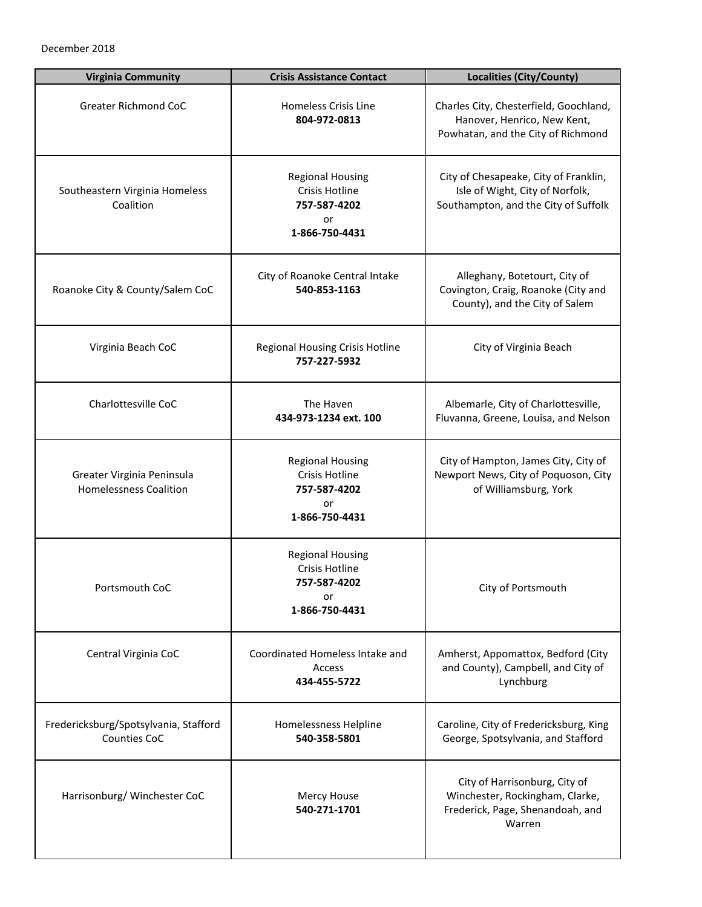December 2018

| Virginia Community | Crisis Assistance Contact | Localities (City/County) |
| --- | --- | --- |
| Greater Richmond CoC | Homeless Crisis Line **804-972-0813** | Charles City, Chesterfield, Goochland, Hanover, Henrico, New Kent, Powhatan, and the City of Richmond |
| Southeastern Virginia Homeless Coalition | Regional Housing Crisis Hotline **757-587-4202** or **1-866-750-4431** | City of Chesapeake, City of Franklin, Isle of Wight, City of Norfolk, Southampton, and the City of Suffolk |
| Roanoke City & County/Salem CoC | City of Roanoke Central Intake **540-853-1163** | Alleghany, Botetourt, City of Covington, Craig, Roanoke (City and County), and the City of Salem |
| Virginia Beach CoC | Regional Housing Crisis Hotline **757-227-5932** | City of Virginia Beach |
| Charlottesville CoC | The Haven **434-973-1234 ext. 100** | Albemarle, City of Charlottesville, Fluvanna, Greene, Louisa, and Nelson |
| Greater Virginia Peninsula Homelessness Coalition | Regional Housing Crisis Hotline **757-587-4202** or **1-866-750-4431** | City of Hampton, James City, City of Newport News, City of Poquoson, City of Williamsburg, York |
| Portsmouth CoC | Regional Housing Crisis Hotline **757-587-4202** or **1-866-750-4431** | City of Portsmouth |
| Central Virginia CoC | Coordinated Homeless Intake and Access **434-455-5722** | Amherst, Appomattox, Bedford (City and County), Campbell, and City of Lynchburg |
| Fredericksburg/Spotsylvania, Stafford Counties CoC | Homelessness Helpline **540-358-5801** | Caroline, City of Fredericksburg, King George, Spotsylvania, and Stafford |
| Harrisonburg/ Winchester CoC | Mercy House **540-271-1701** | City of Harrisonburg, City of Winchester, Rockingham, Clarke, Frederick, Page, Shenandoah, and Warren |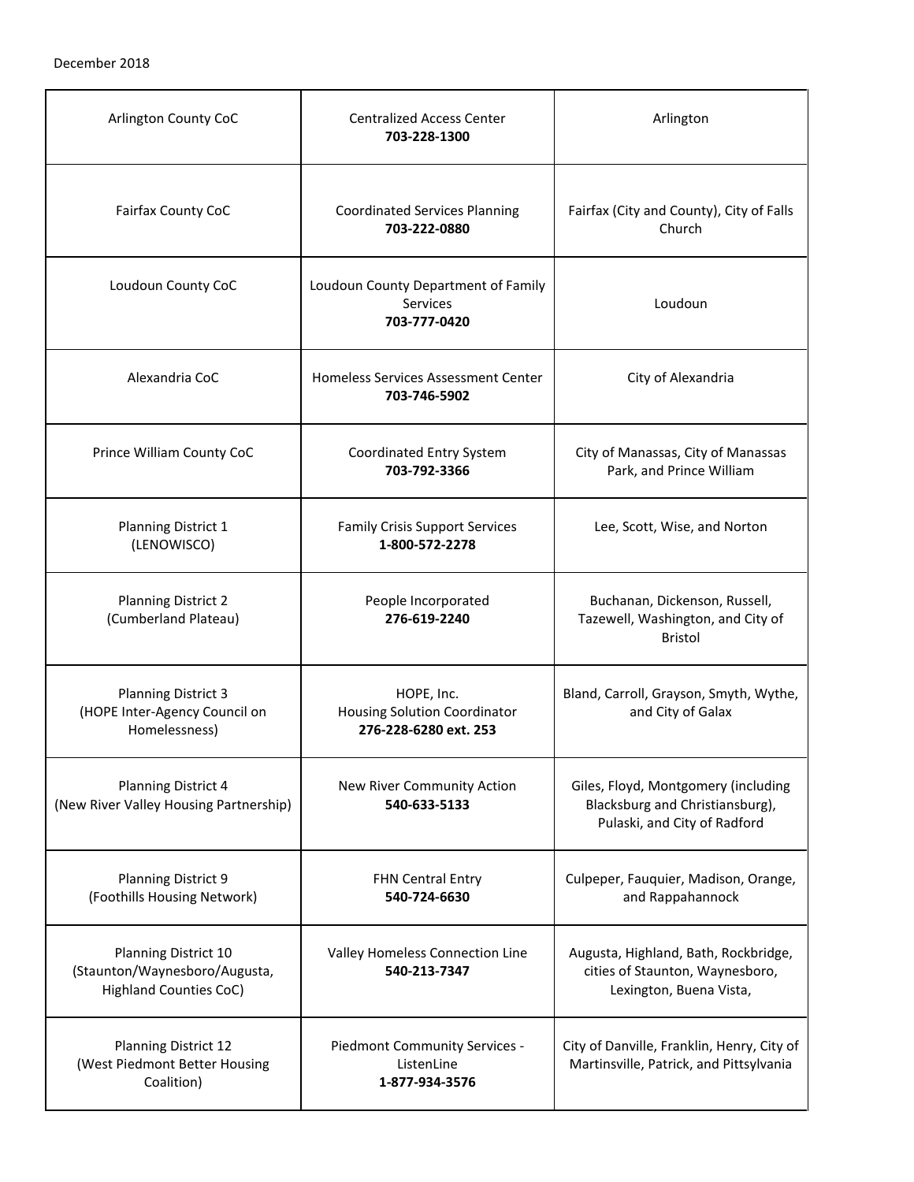| Arlington County CoC | Centralized Access Center<br>**703-228-1300** | Arlington |
|---|---|---|
| Fairfax County CoC | Coordinated Services Planning<br>**703-222-0880** | Fairfax (City and County), City of Falls Church |
| Loudoun County CoC | Loudoun County Department of Family Services<br>**703-777-0420** | Loudoun |
| Alexandria CoC | Homeless Services Assessment Center<br>**703-746-5902** | City of Alexandria |
| Prince William County CoC | Coordinated Entry System<br>**703-792-3366** | City of Manassas, City of Manassas Park, and Prince William |
| Planning District 1<br>(LENOWISCO) | Family Crisis Support Services<br>**1-800-572-2278** | Lee, Scott, Wise, and Norton |
| Planning District 2<br>(Cumberland Plateau) | People Incorporated<br>**276-619-2240** | Buchanan, Dickenson, Russell, Tazewell, Washington, and City of Bristol |
| Planning District 3<br>(HOPE Inter-Agency Council on Homelessness) | HOPE, Inc.<br>Housing Solution Coordinator<br>**276-228-6280 ext. 253** | Bland, Carroll, Grayson, Smyth, Wythe, and City of Galax |
| Planning District 4<br>(New River Valley Housing Partnership) | New River Community Action<br>**540-633-5133** | Giles, Floyd, Montgomery (including Blacksburg and Christiansburg), Pulaski, and City of Radford |
| Planning District 9<br>(Foothills Housing Network) | FHN Central Entry<br>**540-724-6630** | Culpeper, Fauquier, Madison, Orange, and Rappahannock |
| Planning District 10<br>(Staunton/Waynesboro/Augusta, Highland Counties CoC) | Valley Homeless Connection Line<br>**540-213-7347** | Augusta, Highland, Bath, Rockbridge, cities of Staunton, Waynesboro, Lexington, Buena Vista, |
| Planning District 12<br>(West Piedmont Better Housing Coalition) | Piedmont Community Services - ListenLine<br>**1-877-934-3576** | City of Danville, Franklin, Henry, City of Martinsville, Patrick, and Pittsylvania |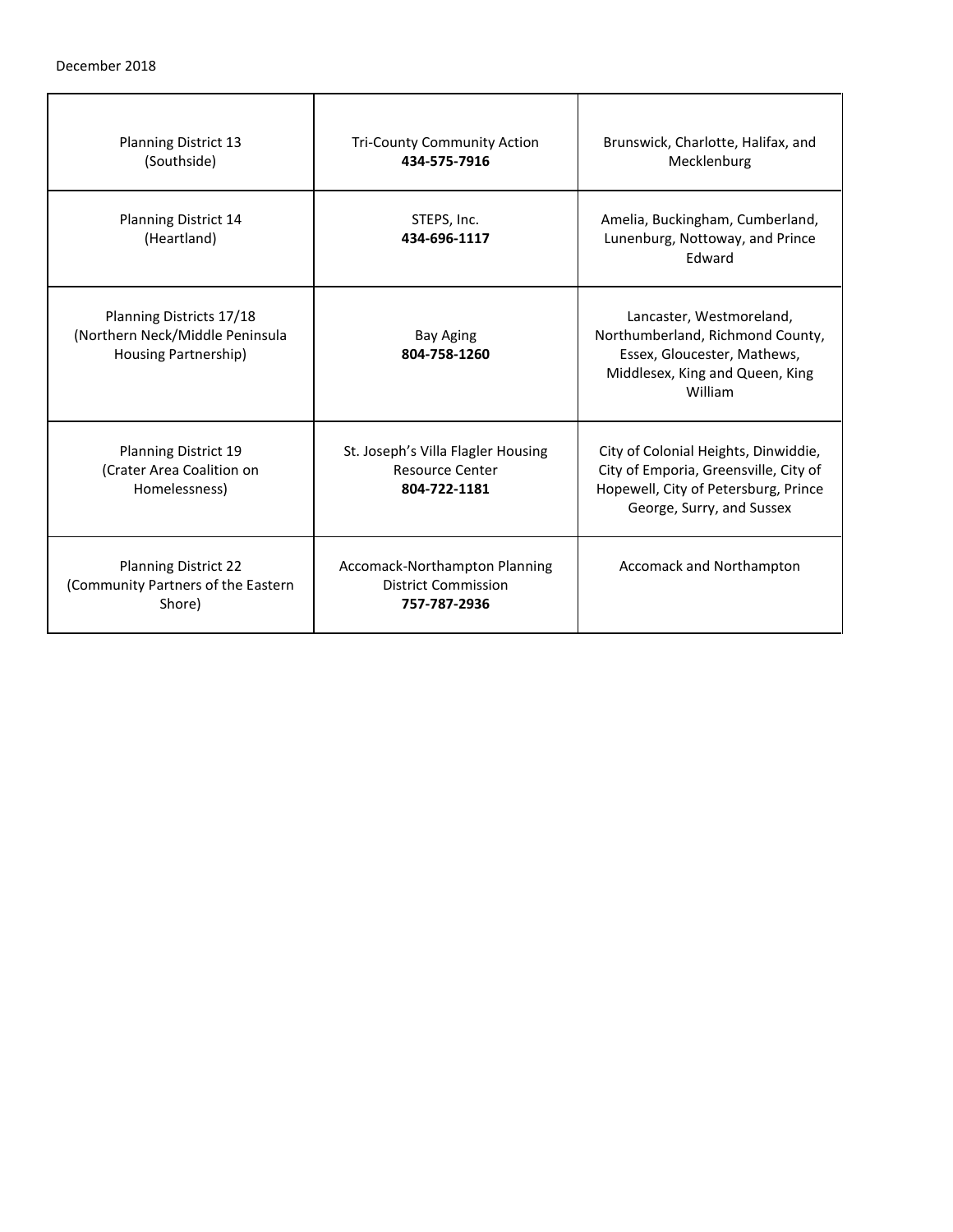December 2018

| | | |
|---|---|---|
| Planning District 13 (Southside) | Tri-County Community Action **434-575-7916** | Brunswick, Charlotte, Halifax, and Mecklenburg |
| Planning District 14 (Heartland) | STEPS, Inc. **434-696-1117** | Amelia, Buckingham, Cumberland, Lunenburg, Nottoway, and Prince Edward |
| Planning Districts 17/18 (Northern Neck/Middle Peninsula Housing Partnership) | Bay Aging **804-758-1260** | Lancaster, Westmoreland, Northumberland, Richmond County, Essex, Gloucester, Mathews, Middlesex, King and Queen, King William |
| Planning District 19 (Crater Area Coalition on Homelessness) | St. Joseph's Villa Flagler Housing Resource Center **804-722-1181** | City of Colonial Heights, Dinwiddie, City of Emporia, Greensville, City of Hopewell, City of Petersburg, Prince George, Surry, and Sussex |
| Planning District 22 (Community Partners of the Eastern Shore) | Accomack-Northampton Planning District Commission **757-787-2936** | Accomack and Northampton |